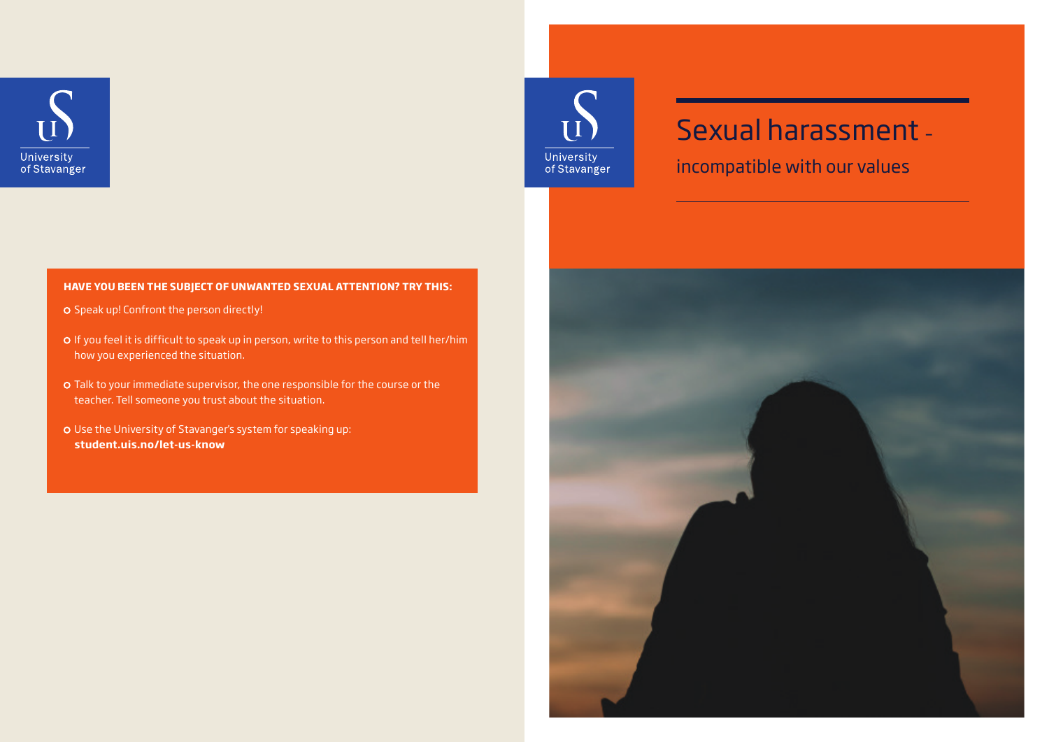University of Stavanger

**HAVE YOU BEEN THE SUBJECT OF UNWANTED SEXUAL ATTENTION? TRY THIS:**

- Speak up! Confront the person directly!
- If you feel it is difficult to speak up in person, write to this person and tell her/him how you experienced the situation.
- Talk to your immediate supervisor, the one responsible for the course or the teacher. Tell someone you trust about the situation.
- Use the University of Stavanger's system for speaking up: **student.uis.no/let-us-know**

University of Stavanger

# Sexual harassment -

## incompatible with our values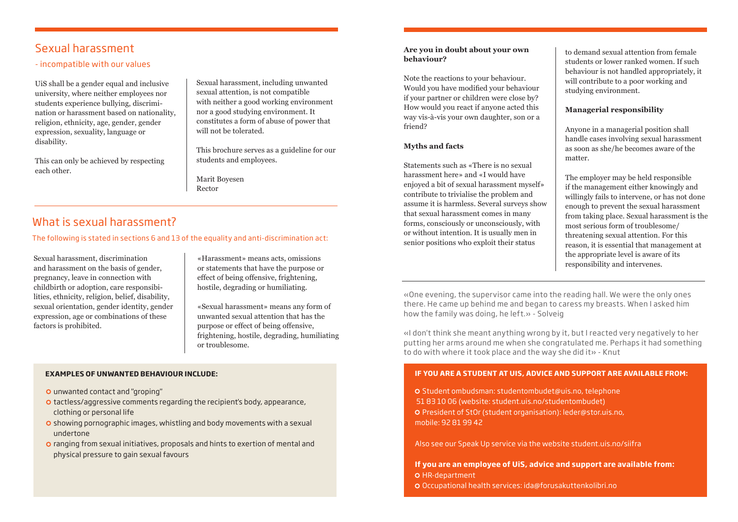# Sexual harassment

## - incompatible with our values

UiS shall be a gender equal and inclusive university, where neither employees nor students experience bullying, discrimination or harassment based on nationality, religion, ethnicity, age, gender, gender expression, sexuality, language or disability.

This can only be achieved by respecting each other.

Sexual harassment, including unwanted sexual attention, is not compatible with neither a good working environment nor a good studying environment. It constitutes a form of abuse of power that will not be tolerated.

This brochure serves as a guideline for our students and employees.

Marit Boyesen
Rector

# What is sexual harassment?

The following is stated in sections 6 and 13 of the equality and anti-discrimination act:

Sexual harassment, discrimination and harassment on the basis of gender, pregnancy, leave in connection with childbirth or adoption, care responsibilities, ethnicity, religion, belief, disability, sexual orientation, gender identity, gender expression, age or combinations of these factors is prohibited.

«Harassment» means acts, omissions or statements that have the purpose or effect of being offensive, frightening, hostile, degrading or humiliating.

«Sexual harassment» means any form of unwanted sexual attention that has the purpose or effect of being offensive, frightening, hostile, degrading, humiliating or troublesome.

**EXAMPLES OF UNWANTED BEHAVIOUR INCLUDE:**

- unwanted contact and "groping"
- tactless/aggressive comments regarding the recipient's body, appearance, clothing or personal life
- showing pornographic images, whistling and body movements with a sexual undertone
- ranging from sexual initiatives, proposals and hints to exertion of mental and physical pressure to gain sexual favours

**Are you in doubt about your own behaviour?**

Note the reactions to your behaviour. Would you have modified your behaviour if your partner or children were close by? How would you react if anyone acted this way vis-à-vis your own daughter, son or a friend?

**Myths and facts**

Statements such as «There is no sexual harassment here» and «I would have enjoyed a bit of sexual harassment myself» contribute to trivialise the problem and assume it is harmless. Several surveys show that sexual harassment comes in many forms, consciously or unconsciously, with or without intention. It is usually men in senior positions who exploit their status to demand sexual attention from female students or lower ranked women. If such behaviour is not handled appropriately, it will contribute to a poor working and studying environment.

**Managerial responsibility**

Anyone in a managerial position shall handle cases involving sexual harassment as soon as she/he becomes aware of the matter.

The employer may be held responsible if the management either knowingly and willingly fails to intervene, or has not done enough to prevent the sexual harassment from taking place. Sexual harassment is the most serious form of troublesome/threatening sexual attention. For this reason, it is essential that management at the appropriate level is aware of its responsibility and intervenes.

«One evening, the supervisor came into the reading hall. We were the only ones there. He came up behind me and began to caress my breasts. When I asked him how the family was doing, he left.» - Solveig

«I don't think she meant anything wrong by it, but I reacted very negatively to her putting her arms around me when she congratulated me. Perhaps it had something to do with where it took place and the way she did it» - Knut

**IF YOU ARE A STUDENT AT UIS, ADVICE AND SUPPORT ARE AVAILABLE FROM:**

- Student ombudsman: studentombudet@uis.no, telephone 51 83 10 06 (website: student.uis.no/studentombudet)
- President of StOr (student organisation): leder@stor.uis.no, mobile: 92 81 99 42

Also see our Speak Up service via the website student.uis.no/siifra

**If you are an employee of UiS, advice and support are available from:**

- HR-department
- Occupational health services: ida@forusakuttenkolibri.no